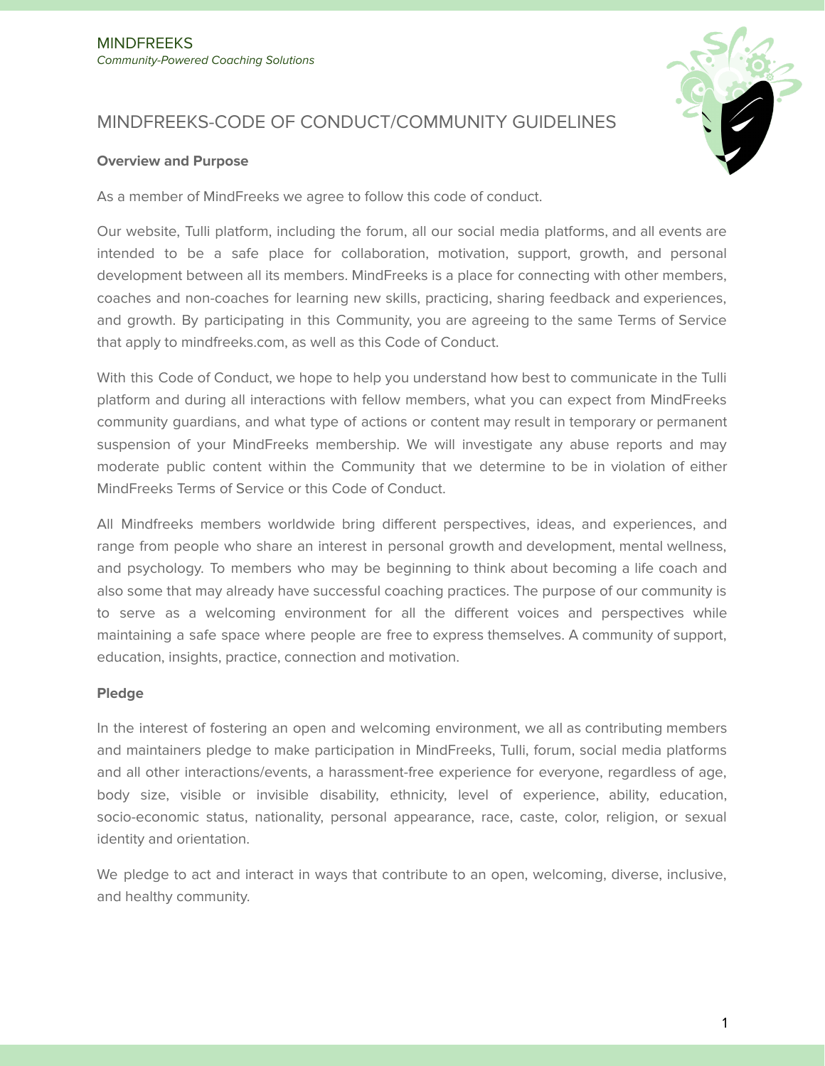MINDFREEKS
*Community-Powered Coaching Solutions*

# MINDFREEKS-CODE OF CONDUCT/COMMUNITY GUIDELINES

**Overview and Purpose**

As a member of MindFreeks we agree to follow this code of conduct.

Our website, Tulli platform, including the forum, all our social media platforms, and all events are intended to be a safe place for collaboration, motivation, support, growth, and personal development between all its members. MindFreeks is a place for connecting with other members, coaches and non-coaches for learning new skills, practicing, sharing feedback and experiences, and growth. By participating in this Community, you are agreeing to the same Terms of Service that apply to mindfreeks.com, as well as this Code of Conduct.

With this Code of Conduct, we hope to help you understand how best to communicate in the Tulli platform and during all interactions with fellow members, what you can expect from MindFreeks community guardians, and what type of actions or content may result in temporary or permanent suspension of your MindFreeks membership. We will investigate any abuse reports and may moderate public content within the Community that we determine to be in violation of either MindFreeks Terms of Service or this Code of Conduct.

All Mindfreeks members worldwide bring different perspectives, ideas, and experiences, and range from people who share an interest in personal growth and development, mental wellness, and psychology. To members who may be beginning to think about becoming a life coach and also some that may already have successful coaching practices. The purpose of our community is to serve as a welcoming environment for all the different voices and perspectives while maintaining a safe space where people are free to express themselves. A community of support, education, insights, practice, connection and motivation.

**Pledge**

In the interest of fostering an open and welcoming environment, we all as contributing members and maintainers pledge to make participation in MindFreeks, Tulli, forum, social media platforms and all other interactions/events, a harassment-free experience for everyone, regardless of age, body size, visible or invisible disability, ethnicity, level of experience, ability, education, socio-economic status, nationality, personal appearance, race, caste, color, religion, or sexual identity and orientation.

We pledge to act and interact in ways that contribute to an open, welcoming, diverse, inclusive, and healthy community.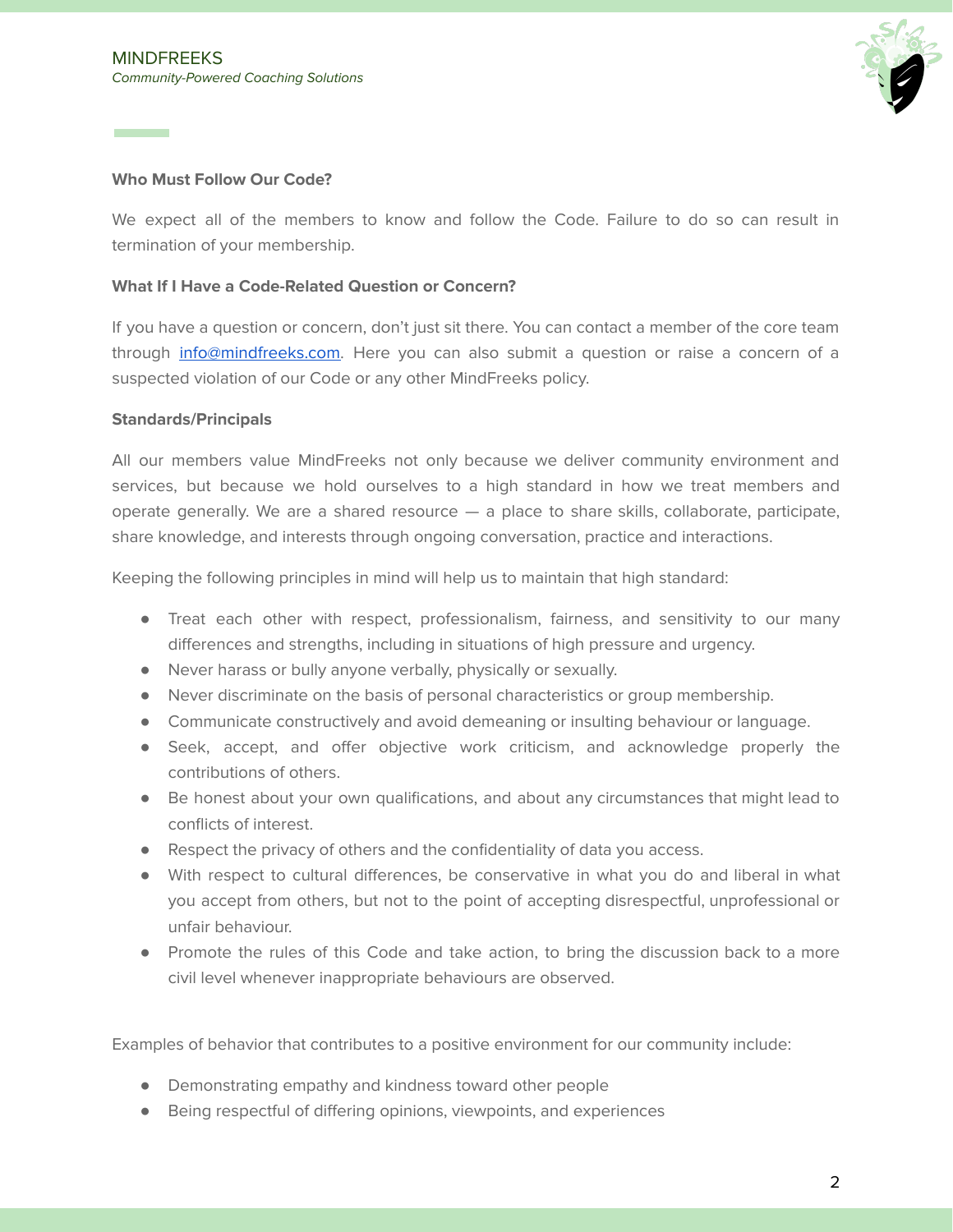**Who Must Follow Our Code?**

We expect all of the members to know and follow the Code. Failure to do so can result in termination of your membership.

**What If I Have a Code-Related Question or Concern?**

If you have a question or concern, don't just sit there. You can contact a member of the core team through info@mindfreeks.com. Here you can also submit a question or raise a concern of a suspected violation of our Code or any other MindFreeks policy.

**Standards/Principals**

All our members value MindFreeks not only because we deliver community environment and services, but because we hold ourselves to a high standard in how we treat members and operate generally. We are a shared resource — a place to share skills, collaborate, participate, share knowledge, and interests through ongoing conversation, practice and interactions.

Keeping the following principles in mind will help us to maintain that high standard:

- Treat each other with respect, professionalism, fairness, and sensitivity to our many differences and strengths, including in situations of high pressure and urgency.
- Never harass or bully anyone verbally, physically or sexually.
- Never discriminate on the basis of personal characteristics or group membership.
- Communicate constructively and avoid demeaning or insulting behaviour or language.
- Seek, accept, and offer objective work criticism, and acknowledge properly the contributions of others.
- Be honest about your own qualifications, and about any circumstances that might lead to conflicts of interest.
- Respect the privacy of others and the confidentiality of data you access.
- With respect to cultural differences, be conservative in what you do and liberal in what you accept from others, but not to the point of accepting disrespectful, unprofessional or unfair behaviour.
- Promote the rules of this Code and take action, to bring the discussion back to a more civil level whenever inappropriate behaviours are observed.

Examples of behavior that contributes to a positive environment for our community include:

- Demonstrating empathy and kindness toward other people
- Being respectful of differing opinions, viewpoints, and experiences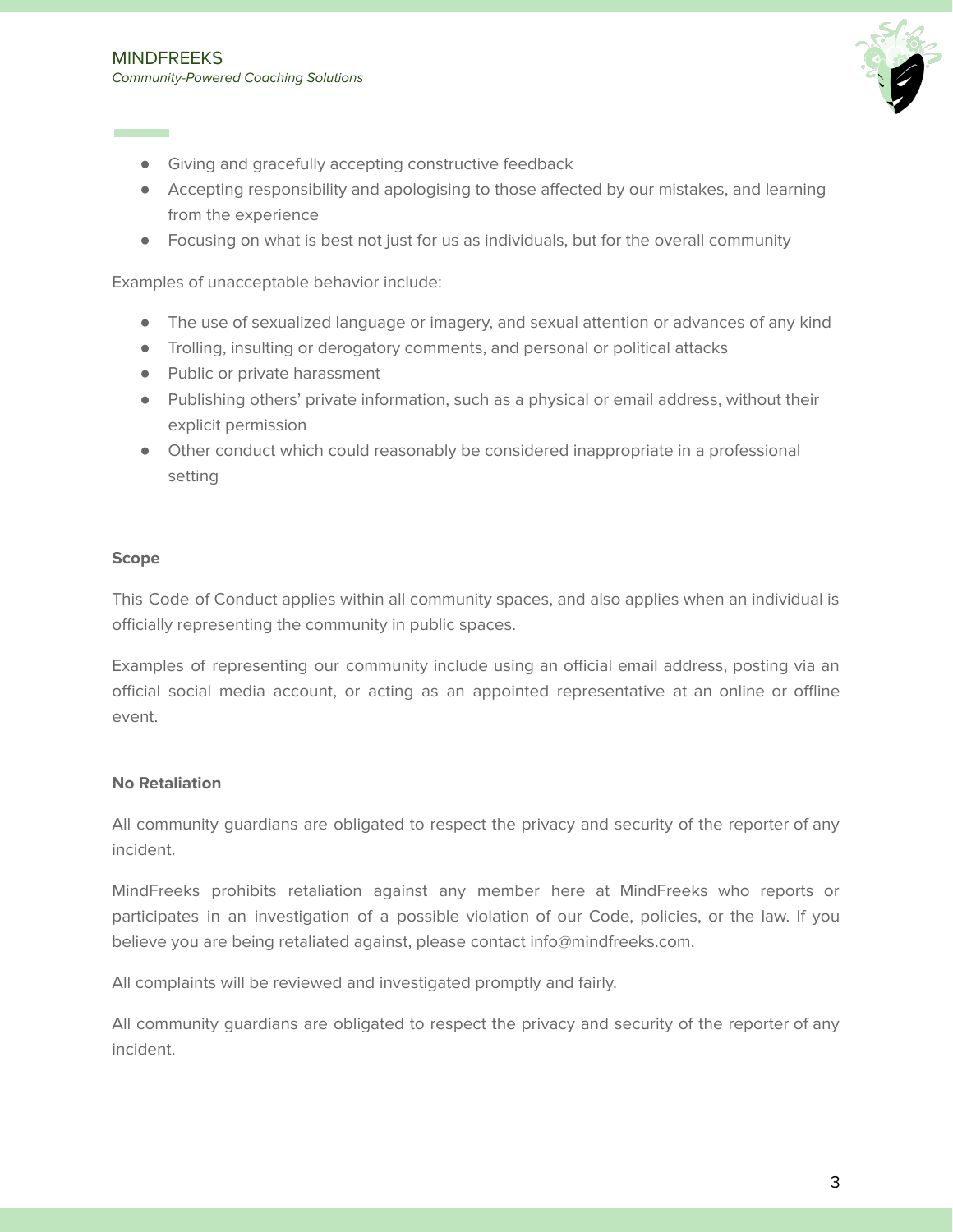- Giving and gracefully accepting constructive feedback
- Accepting responsibility and apologising to those affected by our mistakes, and learning from the experience
- Focusing on what is best not just for us as individuals, but for the overall community

Examples of unacceptable behavior include:

- The use of sexualized language or imagery, and sexual attention or advances of any kind
- Trolling, insulting or derogatory comments, and personal or political attacks
- Public or private harassment
- Publishing others' private information, such as a physical or email address, without their explicit permission
- Other conduct which could reasonably be considered inappropriate in a professional setting

**Scope**

This Code of Conduct applies within all community spaces, and also applies when an individual is officially representing the community in public spaces.

Examples of representing our community include using an official email address, posting via an official social media account, or acting as an appointed representative at an online or offline event.

**No Retaliation**

All community guardians are obligated to respect the privacy and security of the reporter of any incident.

MindFreeks prohibits retaliation against any member here at MindFreeks who reports or participates in an investigation of a possible violation of our Code, policies, or the law. If you believe you are being retaliated against, please contact info@mindfreeks.com.

All complaints will be reviewed and investigated promptly and fairly.

All community guardians are obligated to respect the privacy and security of the reporter of any incident.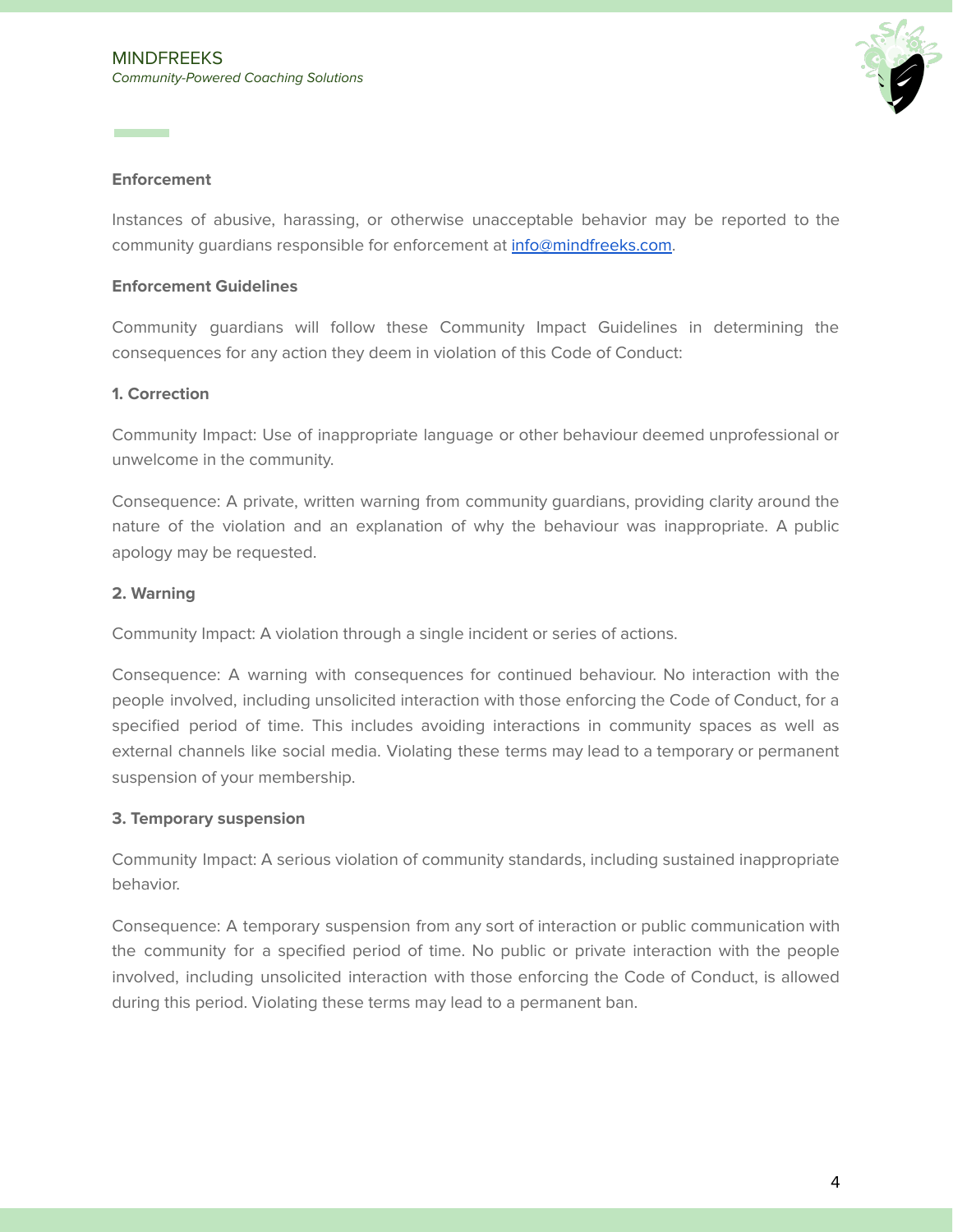**Enforcement**

Instances of abusive, harassing, or otherwise unacceptable behavior may be reported to the community guardians responsible for enforcement at [info@mindfreeks.com](mailto:info@mindfreeks.com).

**Enforcement Guidelines**

Community guardians will follow these Community Impact Guidelines in determining the consequences for any action they deem in violation of this Code of Conduct:

**1. Correction**

Community Impact: Use of inappropriate language or other behaviour deemed unprofessional or unwelcome in the community.

Consequence: A private, written warning from community guardians, providing clarity around the nature of the violation and an explanation of why the behaviour was inappropriate. A public apology may be requested.

**2. Warning**

Community Impact: A violation through a single incident or series of actions.

Consequence: A warning with consequences for continued behaviour. No interaction with the people involved, including unsolicited interaction with those enforcing the Code of Conduct, for a specified period of time. This includes avoiding interactions in community spaces as well as external channels like social media. Violating these terms may lead to a temporary or permanent suspension of your membership.

**3. Temporary suspension**

Community Impact: A serious violation of community standards, including sustained inappropriate behavior.

Consequence: A temporary suspension from any sort of interaction or public communication with the community for a specified period of time. No public or private interaction with the people involved, including unsolicited interaction with those enforcing the Code of Conduct, is allowed during this period. Violating these terms may lead to a permanent ban.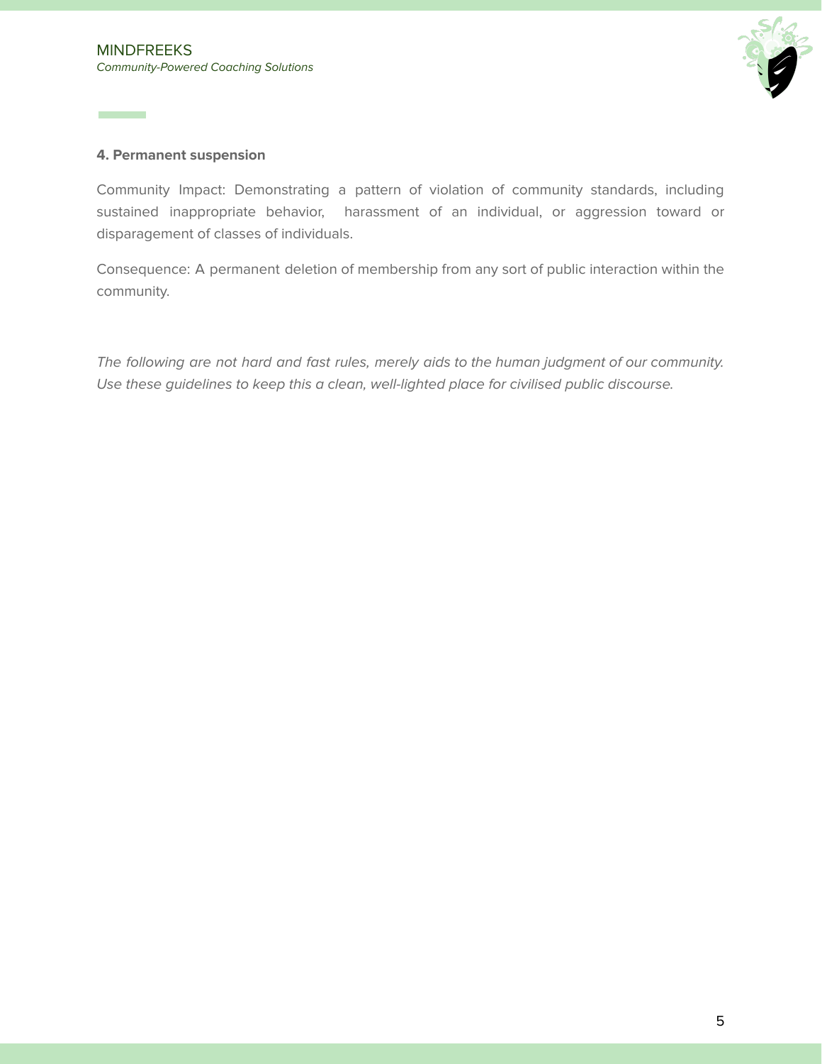### 4. Permanent suspension

Community Impact: Demonstrating a pattern of violation of community standards, including sustained inappropriate behavior, harassment of an individual, or aggression toward or disparagement of classes of individuals.

Consequence: A permanent deletion of membership from any sort of public interaction within the community.

*The following are not hard and fast rules, merely aids to the human judgment of our community. Use these guidelines to keep this a clean, well-lighted place for civilised public discourse.*